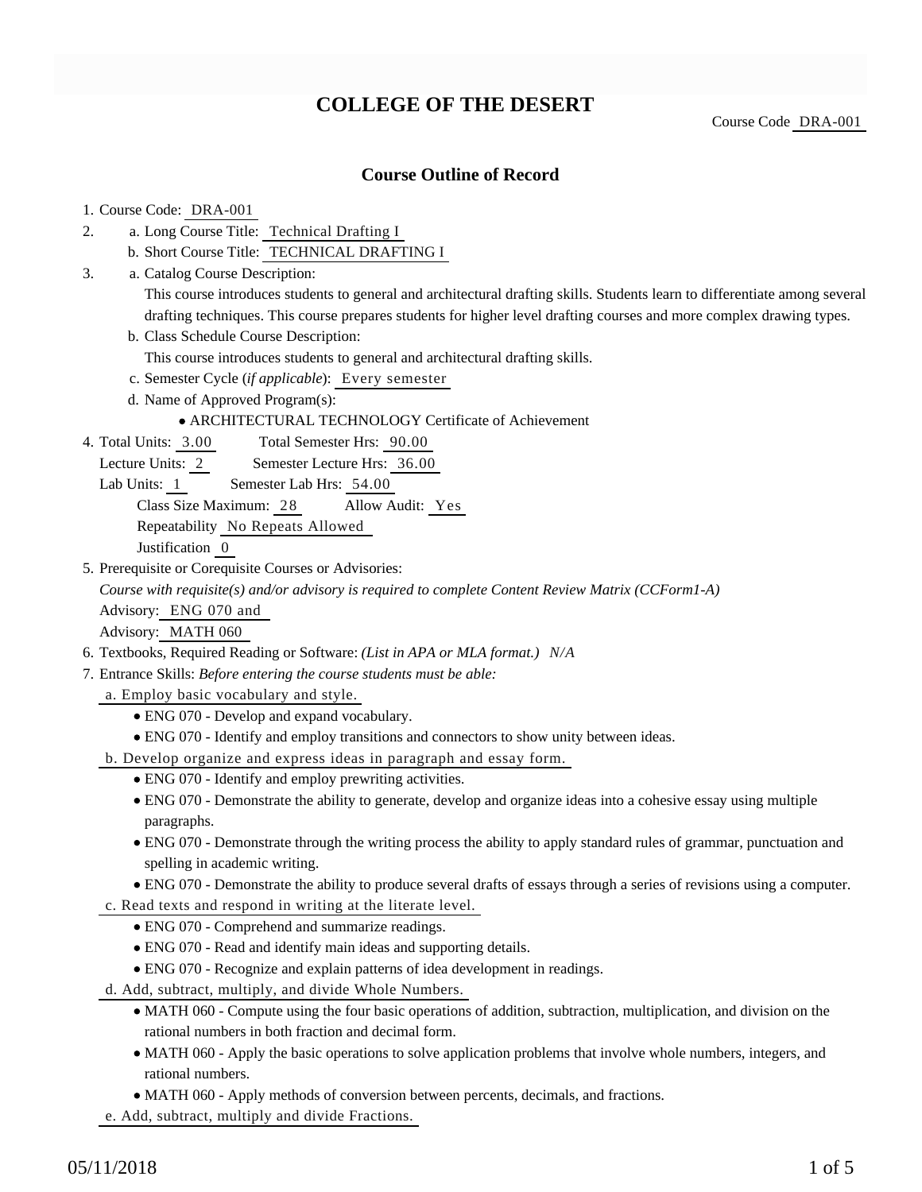# COLLEGE OF THE DESERT

Course Code DRA-001

## Course Outline of Record

1. Course Code: DRA-001
2. a. Long Course Title: Technical Drafting I
   b. Short Course Title: TECHNICAL DRAFTING I
3. a. Catalog Course Description:
   This course introduces students to general and architectural drafting skills. Students learn to differentiate among several drafting techniques. This course prepares students for higher level drafting courses and more complex drawing types.
   b. Class Schedule Course Description:
   This course introduces students to general and architectural drafting skills.
   c. Semester Cycle (*if applicable*): Every semester
   d. Name of Approved Program(s):
   - ARCHITECTURAL TECHNOLOGY Certificate of Achievement
4. Total Units: 3.00 Total Semester Hrs: 90.00
   Lecture Units: 2 Semester Lecture Hrs: 36.00
   Lab Units: 1 Semester Lab Hrs: 54.00
   Class Size Maximum: 28 Allow Audit: Yes
   Repeatability No Repeats Allowed
   Justification 0
5. Prerequisite or Corequisite Courses or Advisories:
   *Course with requisite(s) and/or advisory is required to complete Content Review Matrix (CCForm1-A)*
   Advisory: ENG 070 and
   Advisory: MATH 060
6. Textbooks, Required Reading or Software: *(List in APA or MLA format.) N/A*
7. Entrance Skills: *Before entering the course students must be able:*
   a. Employ basic vocabulary and style.
   - ENG 070 - Develop and expand vocabulary.
   - ENG 070 - Identify and employ transitions and connectors to show unity between ideas.

   b. Develop organize and express ideas in paragraph and essay form.
   - ENG 070 - Identify and employ prewriting activities.
   - ENG 070 - Demonstrate the ability to generate, develop and organize ideas into a cohesive essay using multiple paragraphs.
   - ENG 070 - Demonstrate through the writing process the ability to apply standard rules of grammar, punctuation and spelling in academic writing.
   - ENG 070 - Demonstrate the ability to produce several drafts of essays through a series of revisions using a computer.

   c. Read texts and respond in writing at the literate level.
   - ENG 070 - Comprehend and summarize readings.
   - ENG 070 - Read and identify main ideas and supporting details.
   - ENG 070 - Recognize and explain patterns of idea development in readings.

   d. Add, subtract, multiply, and divide Whole Numbers.
   - MATH 060 - Compute using the four basic operations of addition, subtraction, multiplication, and division on the rational numbers in both fraction and decimal form.
   - MATH 060 - Apply the basic operations to solve application problems that involve whole numbers, integers, and rational numbers.
   - MATH 060 - Apply methods of conversion between percents, decimals, and fractions.

   e. Add, subtract, multiply and divide Fractions.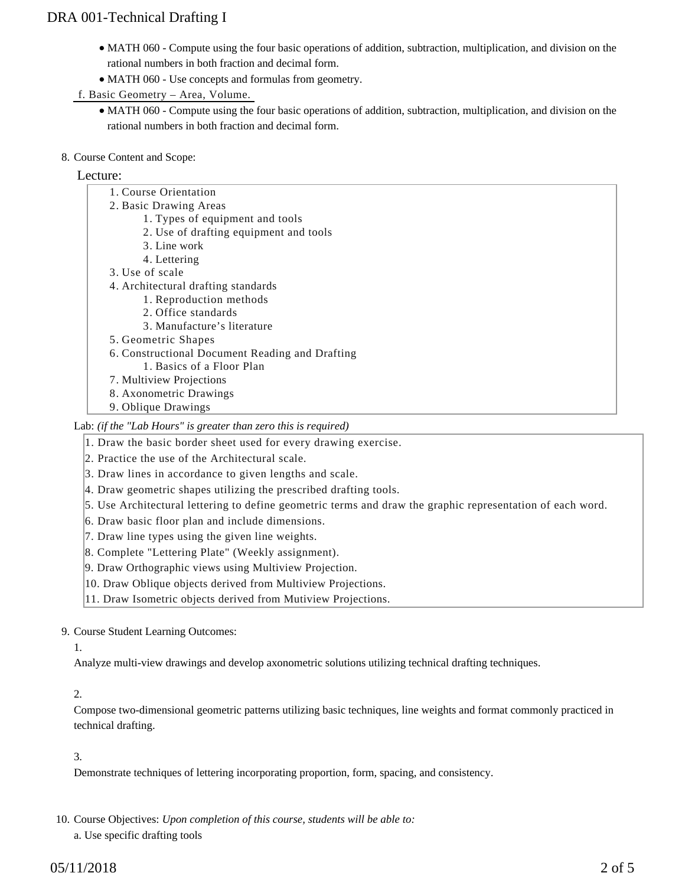- MATH 060 - Compute using the four basic operations of addition, subtraction, multiplication, and division on the rational numbers in both fraction and decimal form.
- MATH 060 - Use concepts and formulas from geometry.

f. Basic Geometry – Area, Volume.

- MATH 060 - Compute using the four basic operations of addition, subtraction, multiplication, and division on the rational numbers in both fraction and decimal form.

8. Course Content and Scope:

Lecture:

1. Course Orientation
2. Basic Drawing Areas
   1. Types of equipment and tools
   2. Use of drafting equipment and tools
   3. Line work
   4. Lettering
3. Use of scale
4. Architectural drafting standards
   1. Reproduction methods
   2. Office standards
   3. Manufacture's literature
5. Geometric Shapes
6. Constructional Document Reading and Drafting
   1. Basics of a Floor Plan
7. Multiview Projections
8. Axonometric Drawings
9. Oblique Drawings

Lab: *(if the "Lab Hours" is greater than zero this is required)*

1. Draw the basic border sheet used for every drawing exercise.
2. Practice the use of the Architectural scale.
3. Draw lines in accordance to given lengths and scale.
4. Draw geometric shapes utilizing the prescribed drafting tools.
5. Use Architectural lettering to define geometric terms and draw the graphic representation of each word.
6. Draw basic floor plan and include dimensions.
7. Draw line types using the given line weights.
8. Complete "Lettering Plate" (Weekly assignment).
9. Draw Orthographic views using Multiview Projection.
10. Draw Oblique objects derived from Multiview Projections.
11. Draw Isometric objects derived from Mutiview Projections.

9. Course Student Learning Outcomes:

1.

Analyze multi-view drawings and develop axonometric solutions utilizing technical drafting techniques.

2.

Compose two-dimensional geometric patterns utilizing basic techniques, line weights and format commonly practiced in technical drafting.

3.

Demonstrate techniques of lettering incorporating proportion, form, spacing, and consistency.

10. Course Objectives: *Upon completion of this course, students will be able to:*

a. Use specific drafting tools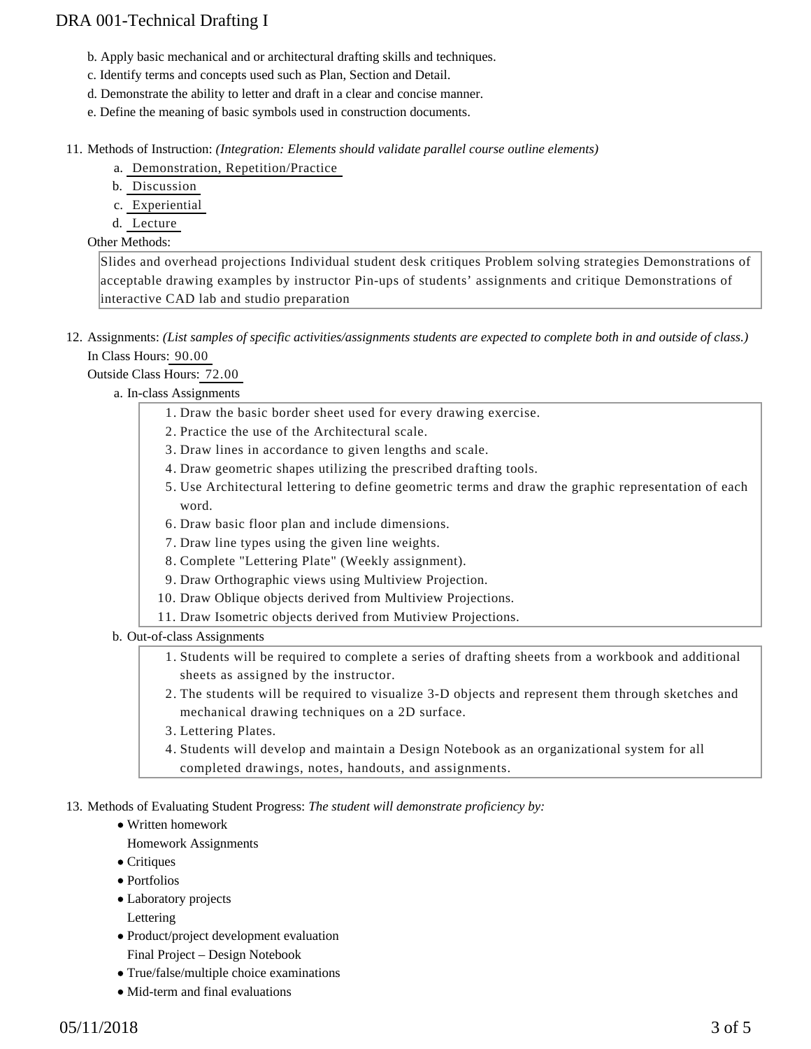b. Apply basic mechanical and or architectural drafting skills and techniques.
c. Identify terms and concepts used such as Plan, Section and Detail.
d. Demonstrate the ability to letter and draft in a clear and concise manner.
e. Define the meaning of basic symbols used in construction documents.

11. Methods of Instruction: *(Integration: Elements should validate parallel course outline elements)*
    a. Demonstration, Repetition/Practice
    b. Discussion
    c. Experiential
    d. Lecture

    Other Methods:

    Slides and overhead projections Individual student desk critiques Problem solving strategies Demonstrations of acceptable drawing examples by instructor Pin-ups of students' assignments and critique Demonstrations of interactive CAD lab and studio preparation

12. Assignments: *(List samples of specific activities/assignments students are expected to complete both in and outside of class.)*

    In Class Hours: 90.00

    Outside Class Hours: 72.00

    a. In-class Assignments
        1. Draw the basic border sheet used for every drawing exercise.
        2. Practice the use of the Architectural scale.
        3. Draw lines in accordance to given lengths and scale.
        4. Draw geometric shapes utilizing the prescribed drafting tools.
        5. Use Architectural lettering to define geometric terms and draw the graphic representation of each word.
        6. Draw basic floor plan and include dimensions.
        7. Draw line types using the given line weights.
        8. Complete "Lettering Plate" (Weekly assignment).
        9. Draw Orthographic views using Multiview Projection.
        10. Draw Oblique objects derived from Multiview Projections.
        11. Draw Isometric objects derived from Mutiview Projections.
    b. Out-of-class Assignments
        1. Students will be required to complete a series of drafting sheets from a workbook and additional sheets as assigned by the instructor.
        2. The students will be required to visualize 3-D objects and represent them through sketches and mechanical drawing techniques on a 2D surface.
        3. Lettering Plates.
        4. Students will develop and maintain a Design Notebook as an organizational system for all completed drawings, notes, handouts, and assignments.

13. Methods of Evaluating Student Progress: *The student will demonstrate proficiency by:*
    - Written homework

      Homework Assignments
    - Critiques
    - Portfolios
    - Laboratory projects

      Lettering
    - Product/project development evaluation

      Final Project – Design Notebook
    - True/false/multiple choice examinations
    - Mid-term and final evaluations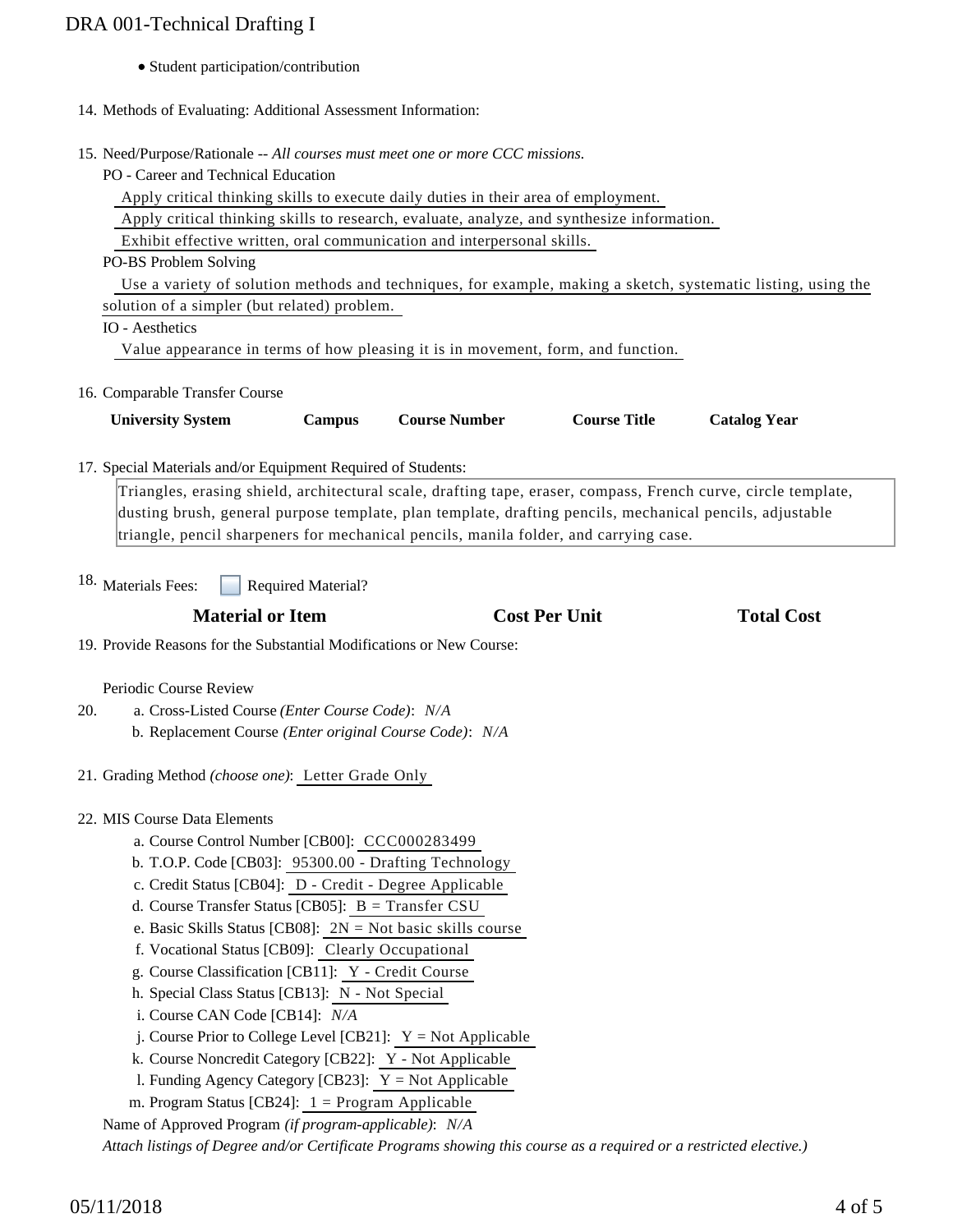- Student participation/contribution

14. Methods of Evaluating: Additional Assessment Information:

15. Need/Purpose/Rationale -- *All courses must meet one or more CCC missions.*

    PO - Career and Technical Education

    Apply critical thinking skills to execute daily duties in their area of employment.

    Apply critical thinking skills to research, evaluate, analyze, and synthesize information.

    Exhibit effective written, oral communication and interpersonal skills.

    PO-BS Problem Solving

    Use a variety of solution methods and techniques, for example, making a sketch, systematic listing, using the solution of a simpler (but related) problem.

    IO - Aesthetics

    Value appearance in terms of how pleasing it is in movement, form, and function.

16. Comparable Transfer Course

| University System | Campus | Course Number | Course Title | Catalog Year |
|---|---|---|---|---|

17. Special Materials and/or Equipment Required of Students:

    Triangles, erasing shield, architectural scale, drafting tape, eraser, compass, French curve, circle template, dusting brush, general purpose template, plan template, drafting pencils, mechanical pencils, adjustable triangle, pencil sharpeners for mechanical pencils, manila folder, and carrying case.

18. Materials Fees: ☐ Required Material?

| Material or Item | Cost Per Unit | Total Cost |
|---|---|---|

19. Provide Reasons for the Substantial Modifications or New Course:

    Periodic Course Review

20. a. Cross-Listed Course *(Enter Course Code)*: *N/A*
    b. Replacement Course *(Enter original Course Code)*: *N/A*

21. Grading Method *(choose one)*: Letter Grade Only

22. MIS Course Data Elements
    a. Course Control Number [CB00]: CCC000283499
    b. T.O.P. Code [CB03]: 95300.00 - Drafting Technology
    c. Credit Status [CB04]: D - Credit - Degree Applicable
    d. Course Transfer Status [CB05]: B = Transfer CSU
    e. Basic Skills Status [CB08]: 2N = Not basic skills course
    f. Vocational Status [CB09]: Clearly Occupational
    g. Course Classification [CB11]: Y - Credit Course
    h. Special Class Status [CB13]: N - Not Special
    i. Course CAN Code [CB14]: *N/A*
    j. Course Prior to College Level [CB21]: Y = Not Applicable
    k. Course Noncredit Category [CB22]: Y - Not Applicable
    l. Funding Agency Category [CB23]: Y = Not Applicable
    m. Program Status [CB24]: 1 = Program Applicable

    Name of Approved Program *(if program-applicable)*: *N/A*

    *Attach listings of Degree and/or Certificate Programs showing this course as a required or a restricted elective.)*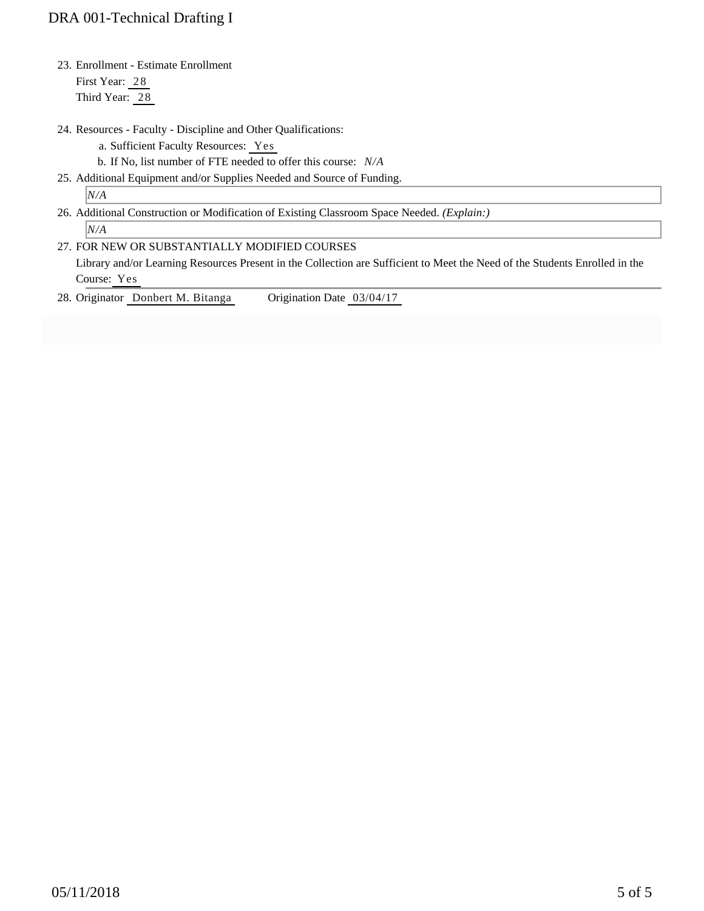23. Enrollment - Estimate Enrollment
    First Year: 28
    Third Year: 28

24. Resources - Faculty - Discipline and Other Qualifications:
    a. Sufficient Faculty Resources: Yes
    b. If No, list number of FTE needed to offer this course: *N/A*

25. Additional Equipment and/or Supplies Needed and Source of Funding.
    *N/A*

26. Additional Construction or Modification of Existing Classroom Space Needed. *(Explain:)*
    *N/A*

27. FOR NEW OR SUBSTANTIALLY MODIFIED COURSES
    Library and/or Learning Resources Present in the Collection are Sufficient to Meet the Need of the Students Enrolled in the Course: Yes

28. Originator Donbert M. Bitanga Origination Date 03/04/17